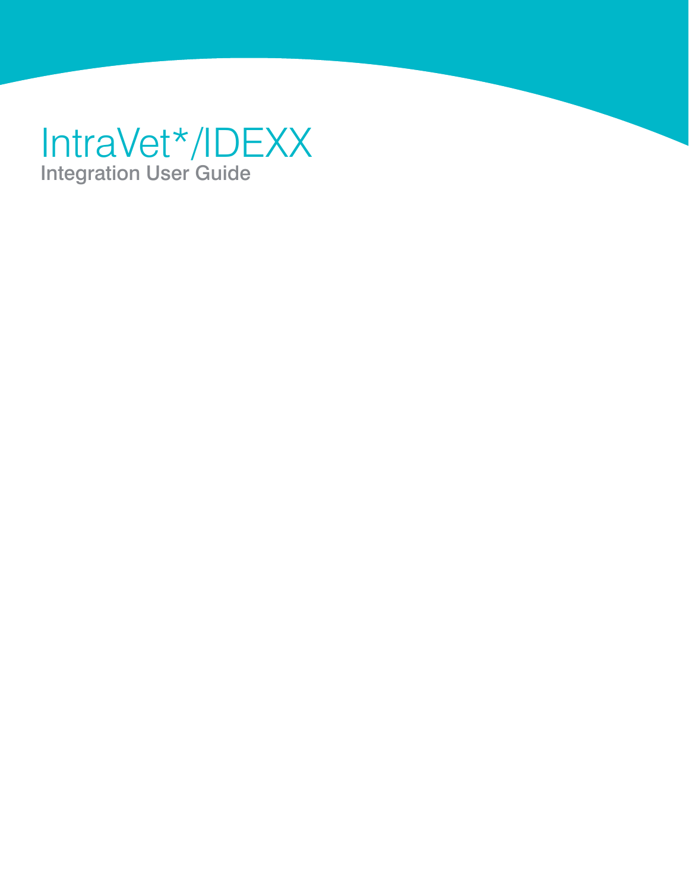# IntraVet*/IDEXX

## Integration User Guide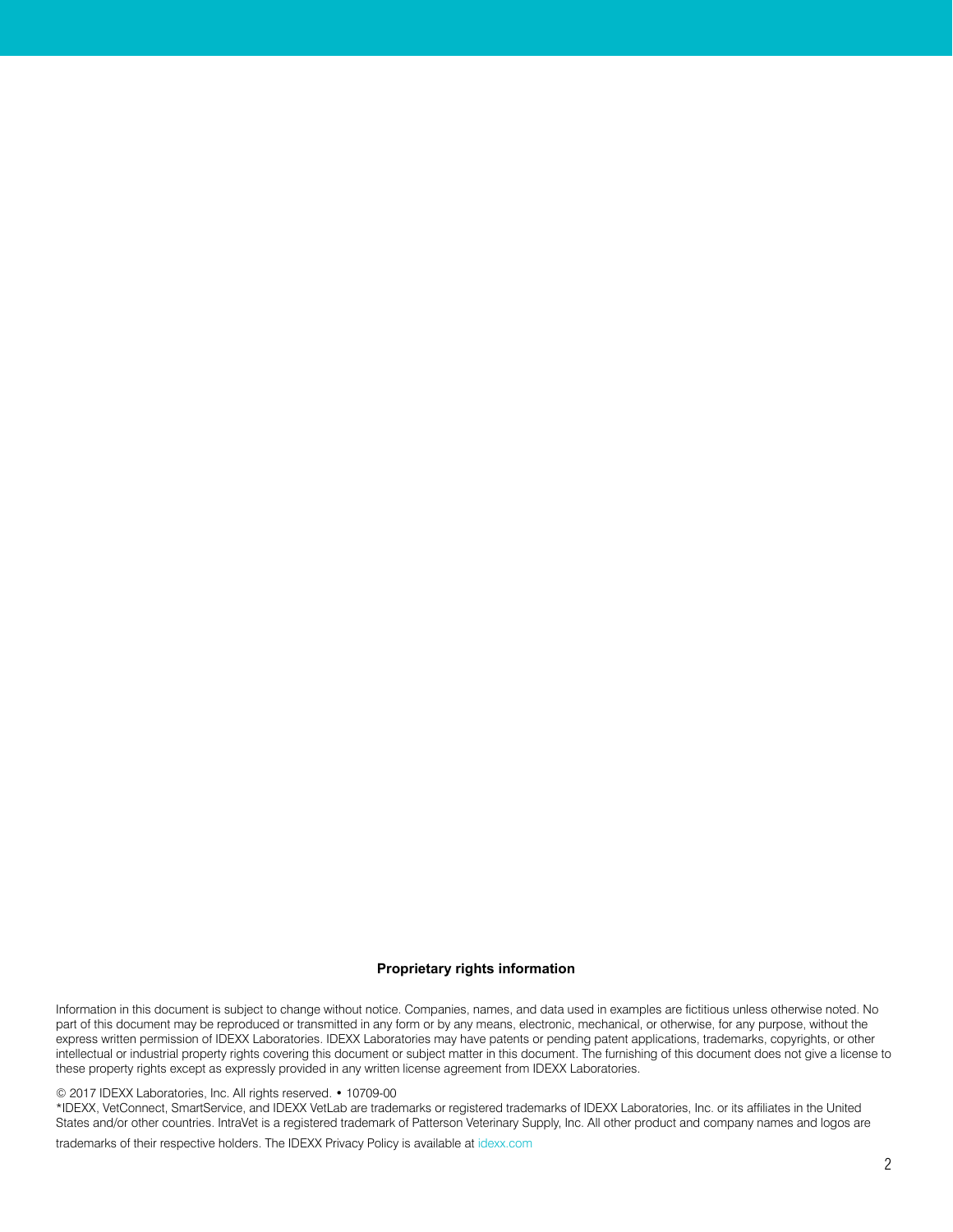**Proprietary rights information**

Information in this document is subject to change without notice. Companies, names, and data used in examples are fictitious unless otherwise noted. No part of this document may be reproduced or transmitted in any form or by any means, electronic, mechanical, or otherwise, for any purpose, without the express written permission of IDEXX Laboratories. IDEXX Laboratories may have patents or pending patent applications, trademarks, copyrights, or other intellectual or industrial property rights covering this document or subject matter in this document. The furnishing of this document does not give a license to these property rights except as expressly provided in any written license agreement from IDEXX Laboratories.

© 2017 IDEXX Laboratories, Inc. All rights reserved. • 10709-00
*IDEXX, VetConnect, SmartService, and IDEXX VetLab are trademarks or registered trademarks of IDEXX Laboratories, Inc. or its affiliates in the United States and/or other countries. IntraVet is a registered trademark of Patterson Veterinary Supply, Inc. All other product and company names and logos are trademarks of their respective holders. The IDEXX Privacy Policy is available at idexx.com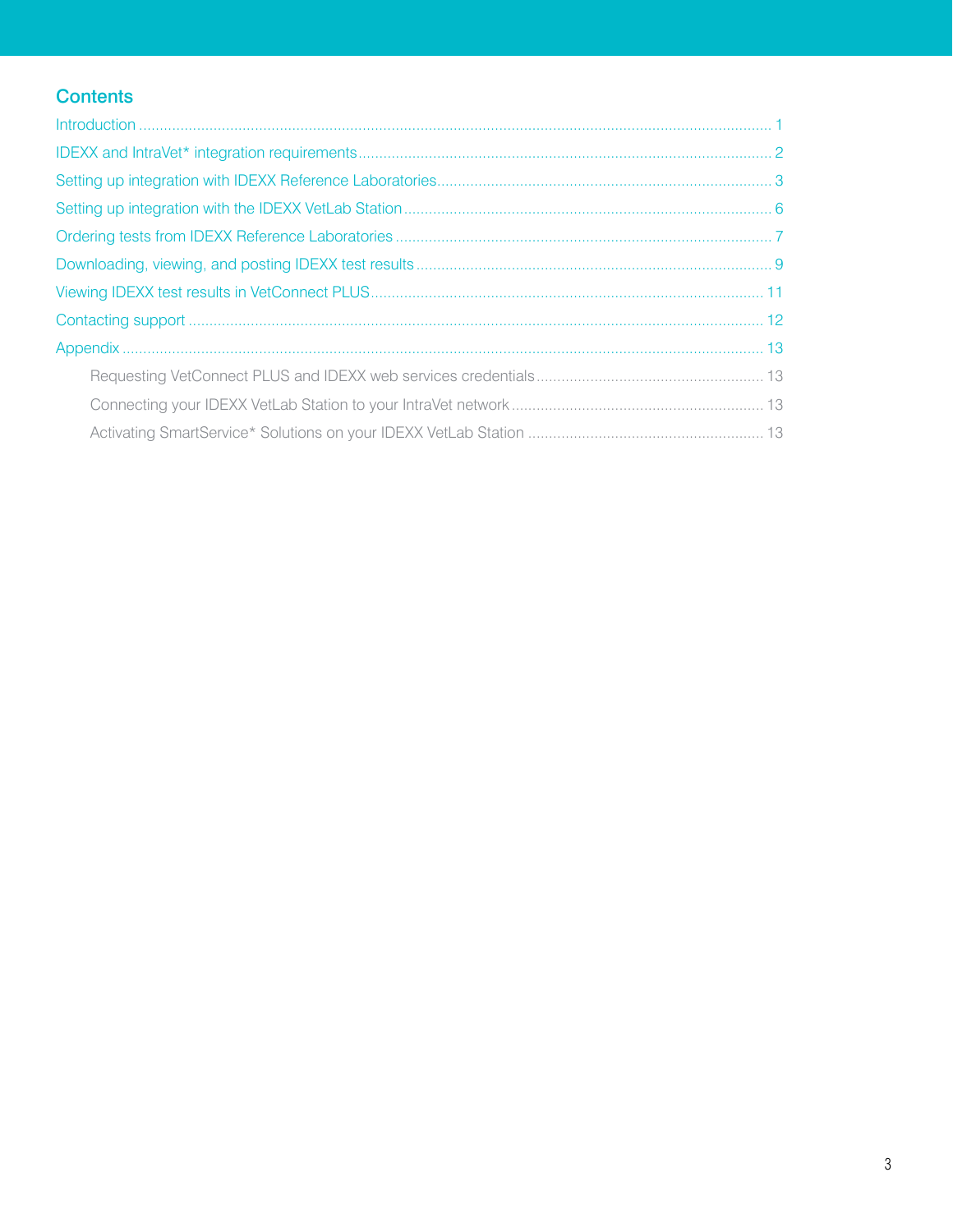## Contents

Introduction ........................................................................ 1

IDEXX and IntraVet* integration requirements ........................................................................ 2

Setting up integration with IDEXX Reference Laboratories ........................................................................ 3

Setting up integration with the IDEXX VetLab Station ........................................................................ 6

Ordering tests from IDEXX Reference Laboratories ........................................................................ 7

Downloading, viewing, and posting IDEXX test results ........................................................................ 9

Viewing IDEXX test results in VetConnect PLUS ........................................................................ 11

Contacting support ........................................................................ 12

Appendix ........................................................................ 13

- Requesting VetConnect PLUS and IDEXX web services credentials ........................................................................ 13
- Connecting your IDEXX VetLab Station to your IntraVet network ........................................................................ 13
- Activating SmartService* Solutions on your IDEXX VetLab Station ........................................................................ 13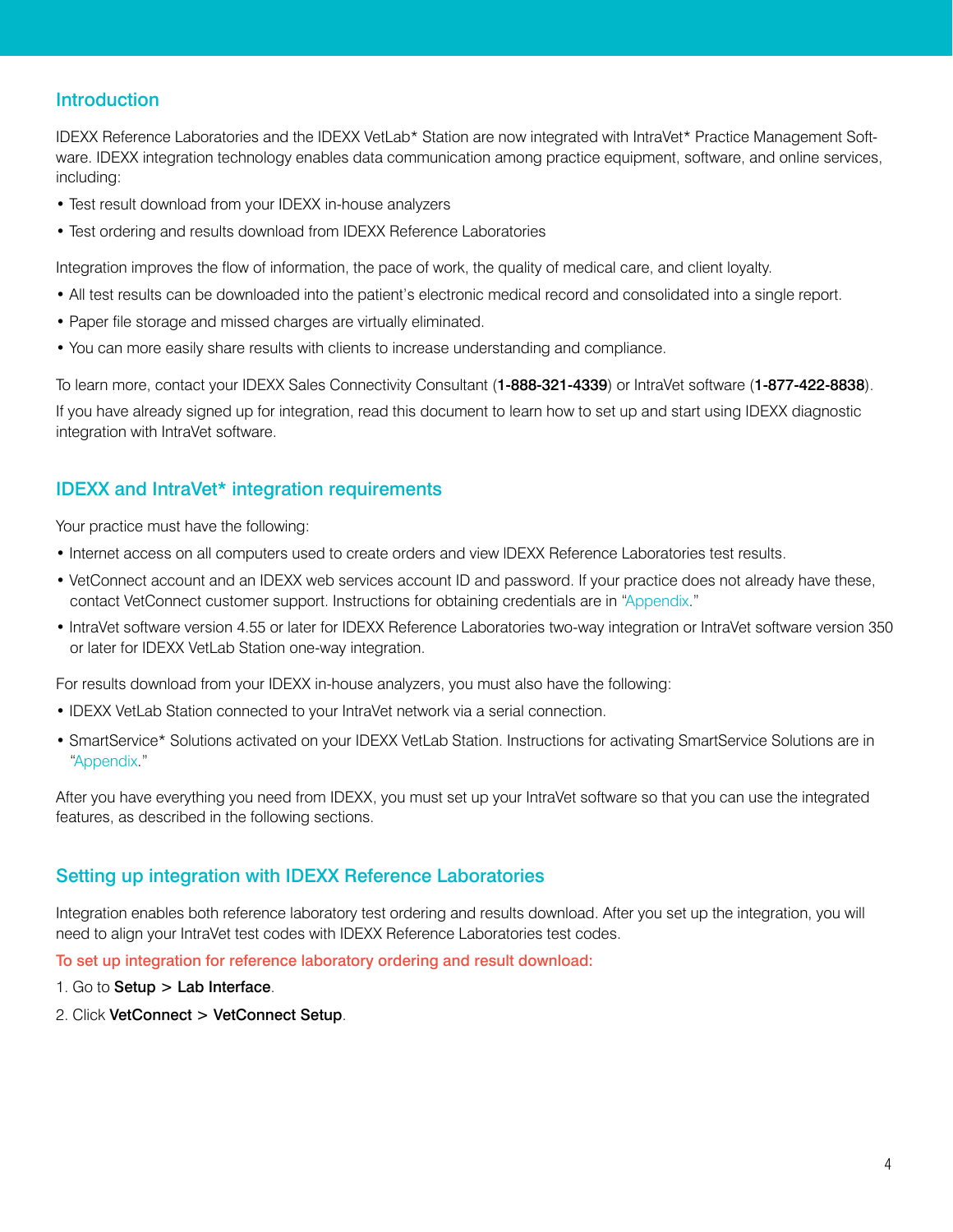## Introduction

IDEXX Reference Laboratories and the IDEXX VetLab* Station are now integrated with IntraVet* Practice Management Software. IDEXX integration technology enables data communication among practice equipment, software, and online services, including:

- Test result download from your IDEXX in-house analyzers
- Test ordering and results download from IDEXX Reference Laboratories

Integration improves the flow of information, the pace of work, the quality of medical care, and client loyalty.

- All test results can be downloaded into the patient's electronic medical record and consolidated into a single report.
- Paper file storage and missed charges are virtually eliminated.
- You can more easily share results with clients to increase understanding and compliance.

To learn more, contact your IDEXX Sales Connectivity Consultant (**1-888-321-4339**) or IntraVet software (**1-877-422-8838**).

If you have already signed up for integration, read this document to learn how to set up and start using IDEXX diagnostic integration with IntraVet software.

## IDEXX and IntraVet* integration requirements

Your practice must have the following:

- Internet access on all computers used to create orders and view IDEXX Reference Laboratories test results.
- VetConnect account and an IDEXX web services account ID and password. If your practice does not already have these, contact VetConnect customer support. Instructions for obtaining credentials are in "Appendix."
- IntraVet software version 4.55 or later for IDEXX Reference Laboratories two-way integration or IntraVet software version 350 or later for IDEXX VetLab Station one-way integration.

For results download from your IDEXX in-house analyzers, you must also have the following:

- IDEXX VetLab Station connected to your IntraVet network via a serial connection.
- SmartService* Solutions activated on your IDEXX VetLab Station. Instructions for activating SmartService Solutions are in "Appendix."

After you have everything you need from IDEXX, you must set up your IntraVet software so that you can use the integrated features, as described in the following sections.

## Setting up integration with IDEXX Reference Laboratories

Integration enables both reference laboratory test ordering and results download. After you set up the integration, you will need to align your IntraVet test codes with IDEXX Reference Laboratories test codes.

**To set up integration for reference laboratory ordering and result download:**

1. Go to **Setup** > **Lab Interface**.
2. Click **VetConnect** > **VetConnect Setup**.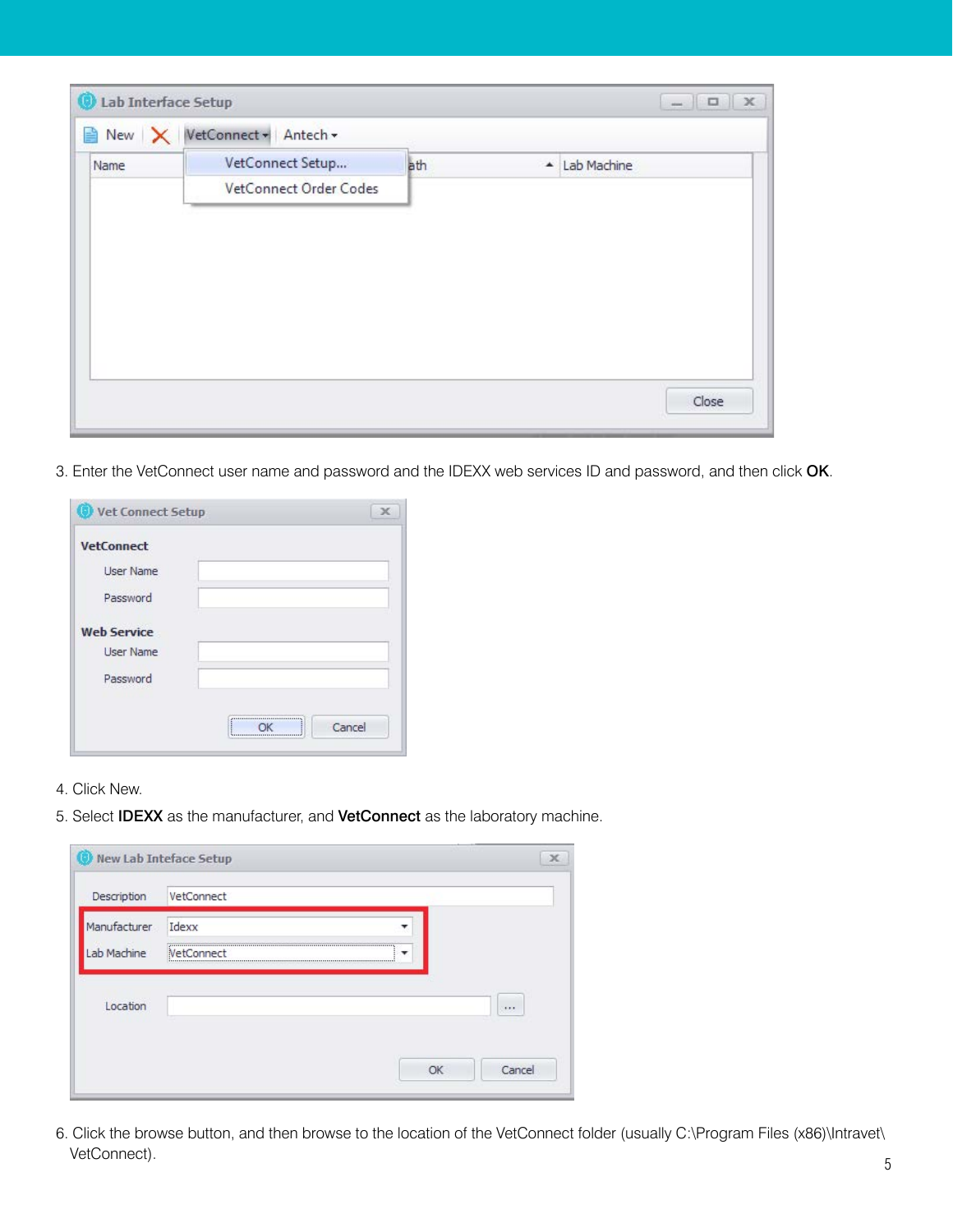3. Enter the VetConnect user name and password and the IDEXX web services ID and password, and then click **OK**.

4. Click New.

5. Select **IDEXX** as the manufacturer, and **VetConnect** as the laboratory machine.

6. Click the browse button, and then browse to the location of the VetConnect folder (usually C:\Program Files (x86)\Intravet\VetConnect).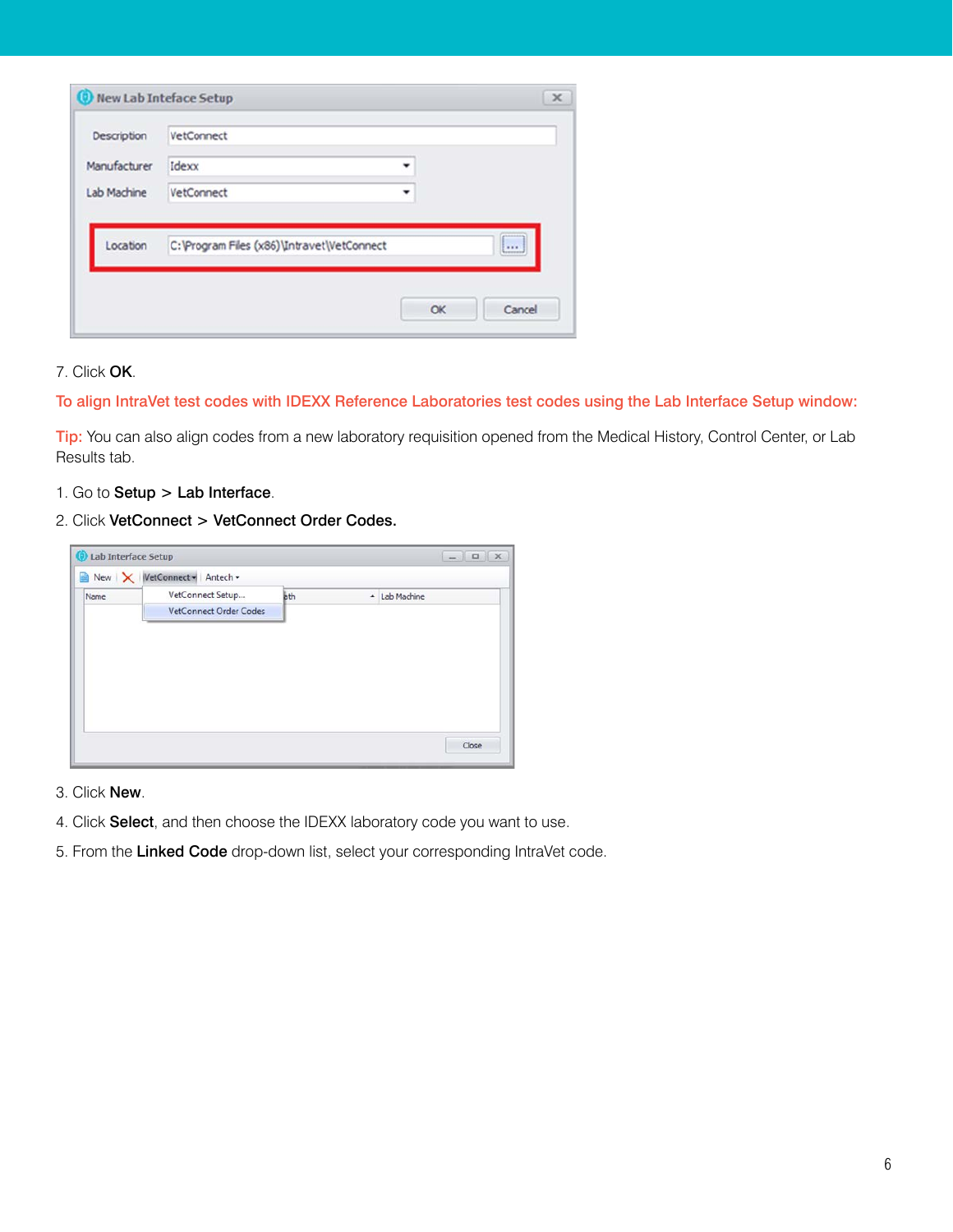7. Click **OK**.

To align IntraVet test codes with IDEXX Reference Laboratories test codes using the Lab Interface Setup window:

Tip: You can also align codes from a new laboratory requisition opened from the Medical History, Control Center, or Lab Results tab.

1. Go to **Setup** > **Lab Interface**.
2. Click **VetConnect** > **VetConnect Order Codes.**

3. Click **New**.
4. Click **Select**, and then choose the IDEXX laboratory code you want to use.
5. From the **Linked Code** drop-down list, select your corresponding IntraVet code.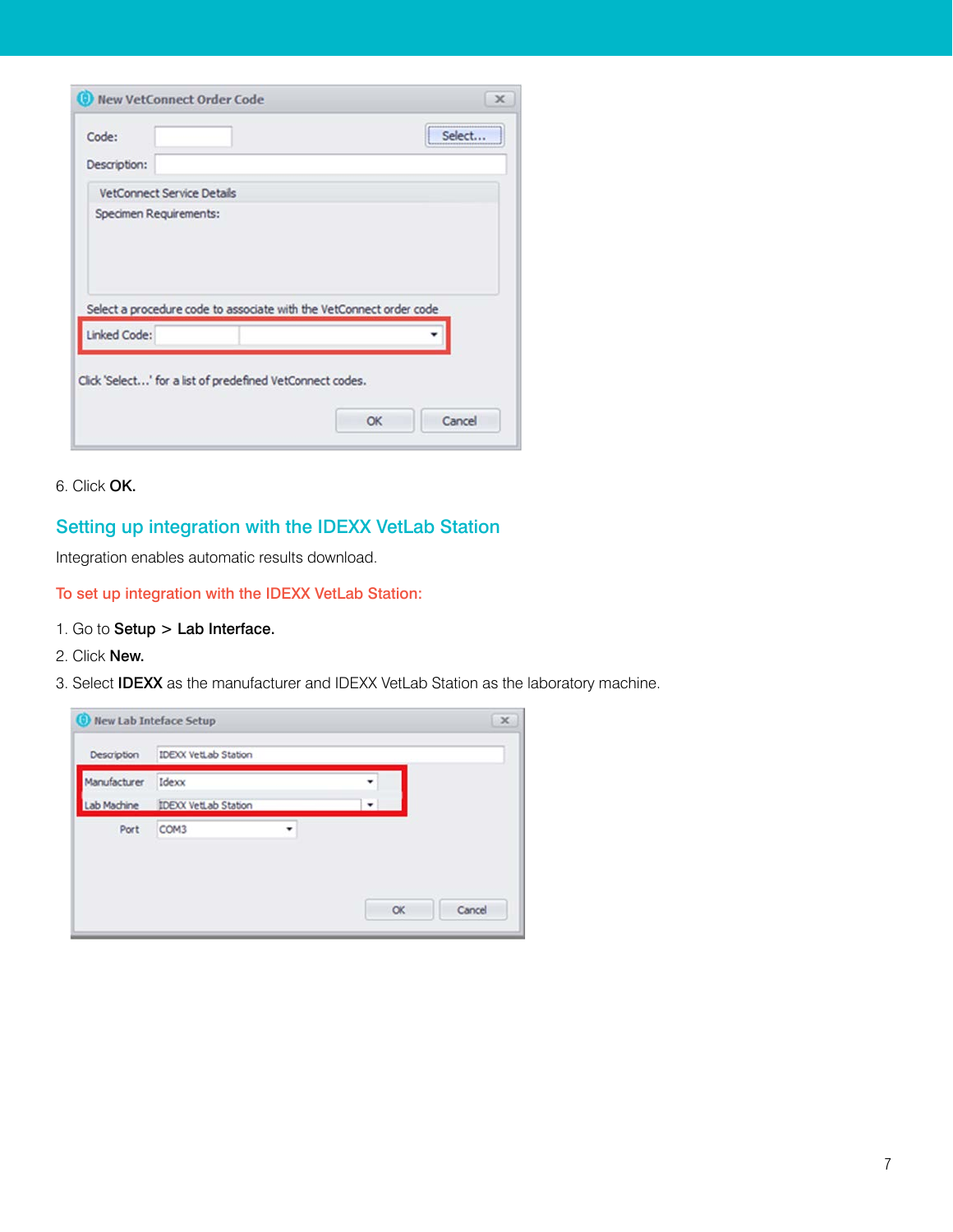6. Click **OK.**

## Setting up integration with the IDEXX VetLab Station

Integration enables automatic results download.

### To set up integration with the IDEXX VetLab Station:

1. Go to **Setup** > **Lab Interface.**
2. Click **New.**
3. Select **IDEXX** as the manufacturer and IDEXX VetLab Station as the laboratory machine.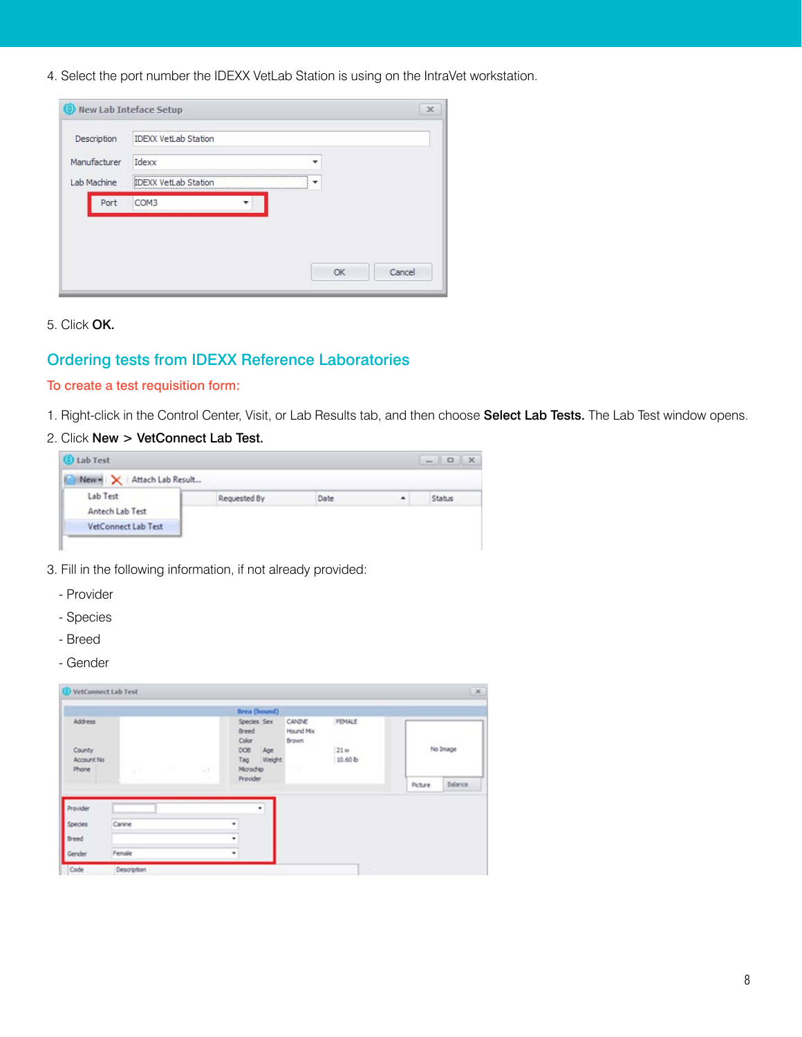4. Select the port number the IDEXX VetLab Station is using on the IntraVet workstation.

5. Click **OK.**

## Ordering tests from IDEXX Reference Laboratories

### To create a test requisition form:

1. Right-click in the Control Center, Visit, or Lab Results tab, and then choose **Select Lab Tests.** The Lab Test window opens.
2. Click **New** > **VetConnect Lab Test.**
3. Fill in the following information, if not already provided:

- Provider
- Species
- Breed
- Gender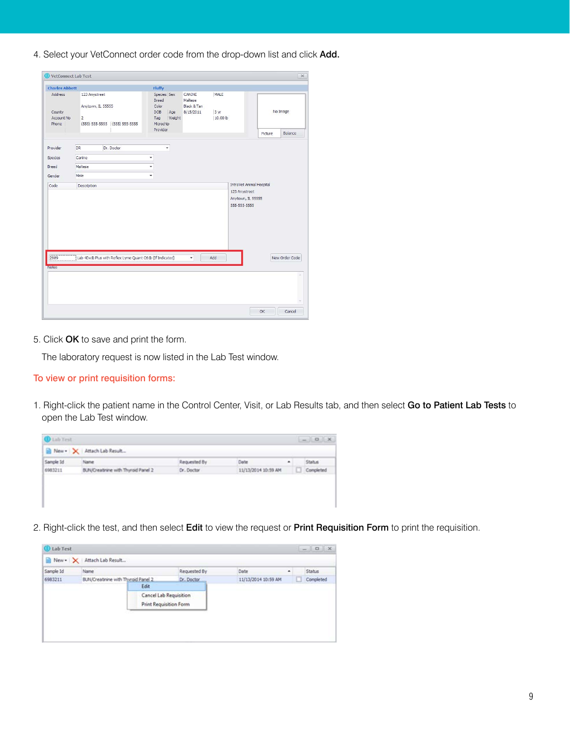4. Select your VetConnect order code from the drop-down list and click **Add.**

5. Click **OK** to save and print the form.

   The laboratory request is now listed in the Lab Test window.

## To view or print requisition forms:

1. Right-click the patient name in the Control Center, Visit, or Lab Results tab, and then select **Go to Patient Lab Tests** to open the Lab Test window.

2. Right-click the test, and then select **Edit** to view the request or **Print Requisition Form** to print the requisition.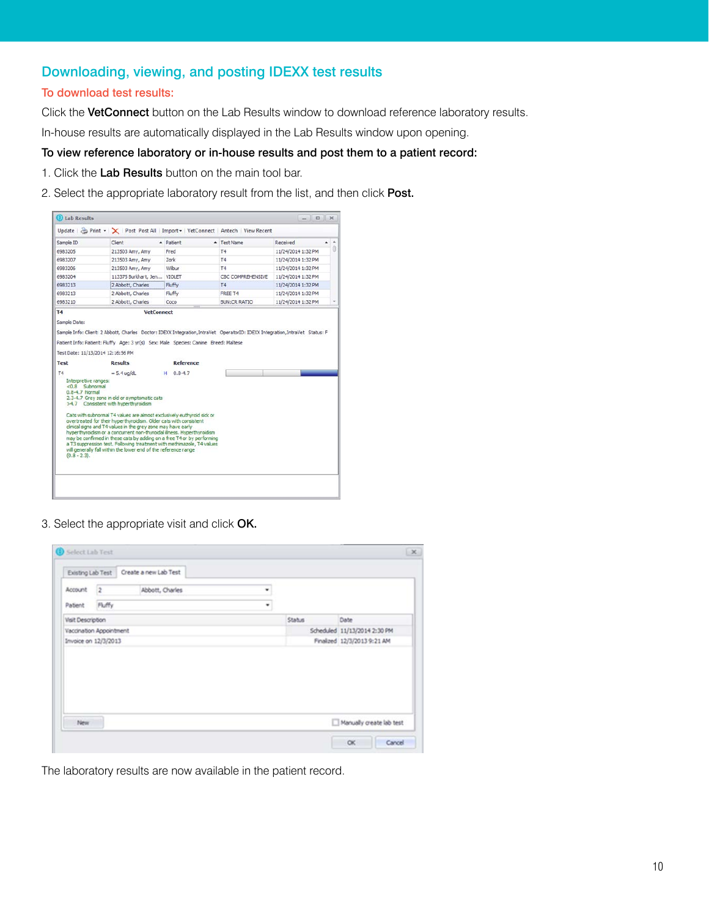## Downloading, viewing, and posting IDEXX test results

### To download test results:

Click the **VetConnect** button on the Lab Results window to download reference laboratory results.

In-house results are automatically displayed in the Lab Results window upon opening.

**To view reference laboratory or in-house results and post them to a patient record:**

1. Click the **Lab Results** button on the main tool bar.
2. Select the appropriate laboratory result from the list, and then click **Post.**

3. Select the appropriate visit and click **OK.**

The laboratory results are now available in the patient record.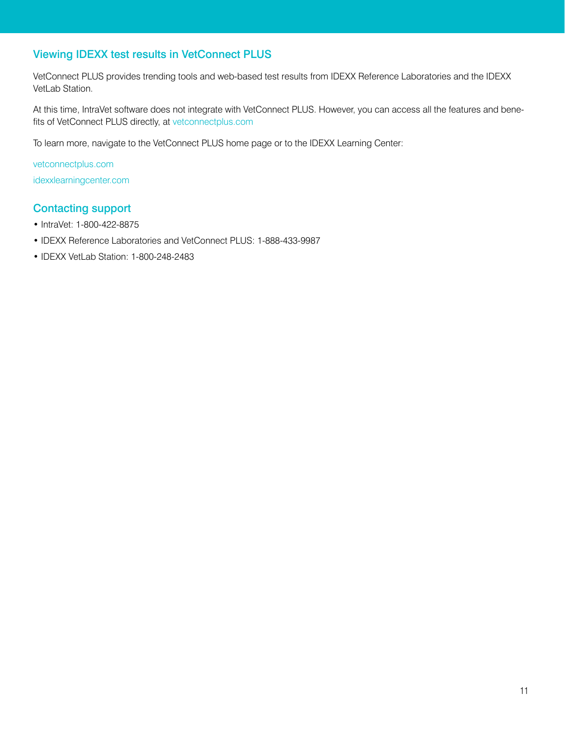## Viewing IDEXX test results in VetConnect PLUS

VetConnect PLUS provides trending tools and web-based test results from IDEXX Reference Laboratories and the IDEXX VetLab Station.

At this time, IntraVet software does not integrate with VetConnect PLUS. However, you can access all the features and benefits of VetConnect PLUS directly, at vetconnectplus.com

To learn more, navigate to the VetConnect PLUS home page or to the IDEXX Learning Center:

vetconnectplus.com

idexxlearningcenter.com

## Contacting support

- IntraVet: 1-800-422-8875
- IDEXX Reference Laboratories and VetConnect PLUS: 1-888-433-9987
- IDEXX VetLab Station: 1-800-248-2483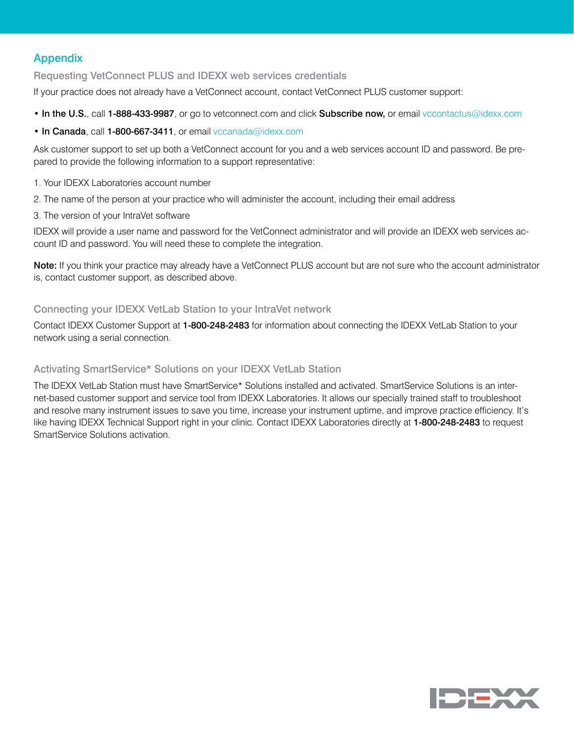# Appendix

## Requesting VetConnect PLUS and IDEXX web services credentials

If your practice does not already have a VetConnect account, contact VetConnect PLUS customer support:

- **In the U.S.**, call **1-888-433-9987**, or go to vetconnect.com and click **Subscribe now,** or email vccontactus@idexx.com
- **In Canada**, call **1-800-667-3411**, or email vccanada@idexx.com

Ask customer support to set up both a VetConnect account for you and a web services account ID and password. Be prepared to provide the following information to a support representative:

1. Your IDEXX Laboratories account number
2. The name of the person at your practice who will administer the account, including their email address
3. The version of your IntraVet software

IDEXX will provide a user name and password for the VetConnect administrator and will provide an IDEXX web services account ID and password. You will need these to complete the integration.

**Note:** If you think your practice may already have a VetConnect PLUS account but are not sure who the account administrator is, contact customer support, as described above.

## Connecting your IDEXX VetLab Station to your IntraVet network

Contact IDEXX Customer Support at **1-800-248-2483** for information about connecting the IDEXX VetLab Station to your network using a serial connection.

## Activating SmartService* Solutions on your IDEXX VetLab Station

The IDEXX VetLab Station must have SmartService* Solutions installed and activated. SmartService Solutions is an internet-based customer support and service tool from IDEXX Laboratories. It allows our specially trained staff to troubleshoot and resolve many instrument issues to save you time, increase your instrument uptime, and improve practice efficiency. It's like having IDEXX Technical Support right in your clinic. Contact IDEXX Laboratories directly at **1-800-248-2483** to request SmartService Solutions activation.